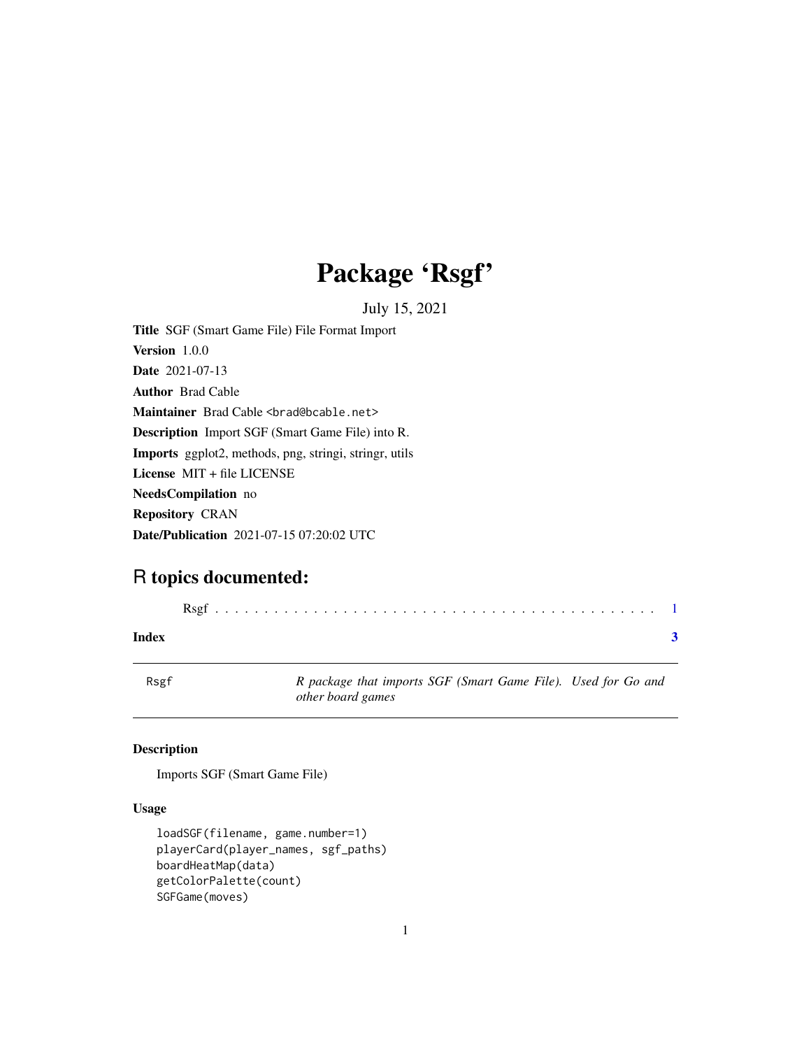# Package 'Rsgf'

July 15, 2021

**Title** SGF (Smart Game File) File Format Import

**Version** 1.0.0

**Date** 2021-07-13

**Author** Brad Cable

**Maintainer** Brad Cable <brad@bcable.net>

**Description** Import SGF (Smart Game File) into R.

**Imports** ggplot2, methods, png, stringi, stringr, utils

**License** MIT + file LICENSE

**NeedsCompilation** no

**Repository** CRAN

**Date/Publication** 2021-07-15 07:20:02 UTC

## R topics documented:

Rsgf . . . . . . . . . . . . . . . . . . . . . . . . . . . . . . . . . . . . . . . . . . 1

**Index** **3**

---

Rsgf *R package that imports SGF (Smart Game File). Used for Go and other board games*

---

### Description

Imports SGF (Smart Game File)

### Usage

```
loadSGF(filename, game.number=1)
playerCard(player_names, sgf_paths)
boardHeatMap(data)
getColorPalette(count)
SGFGame(moves)
```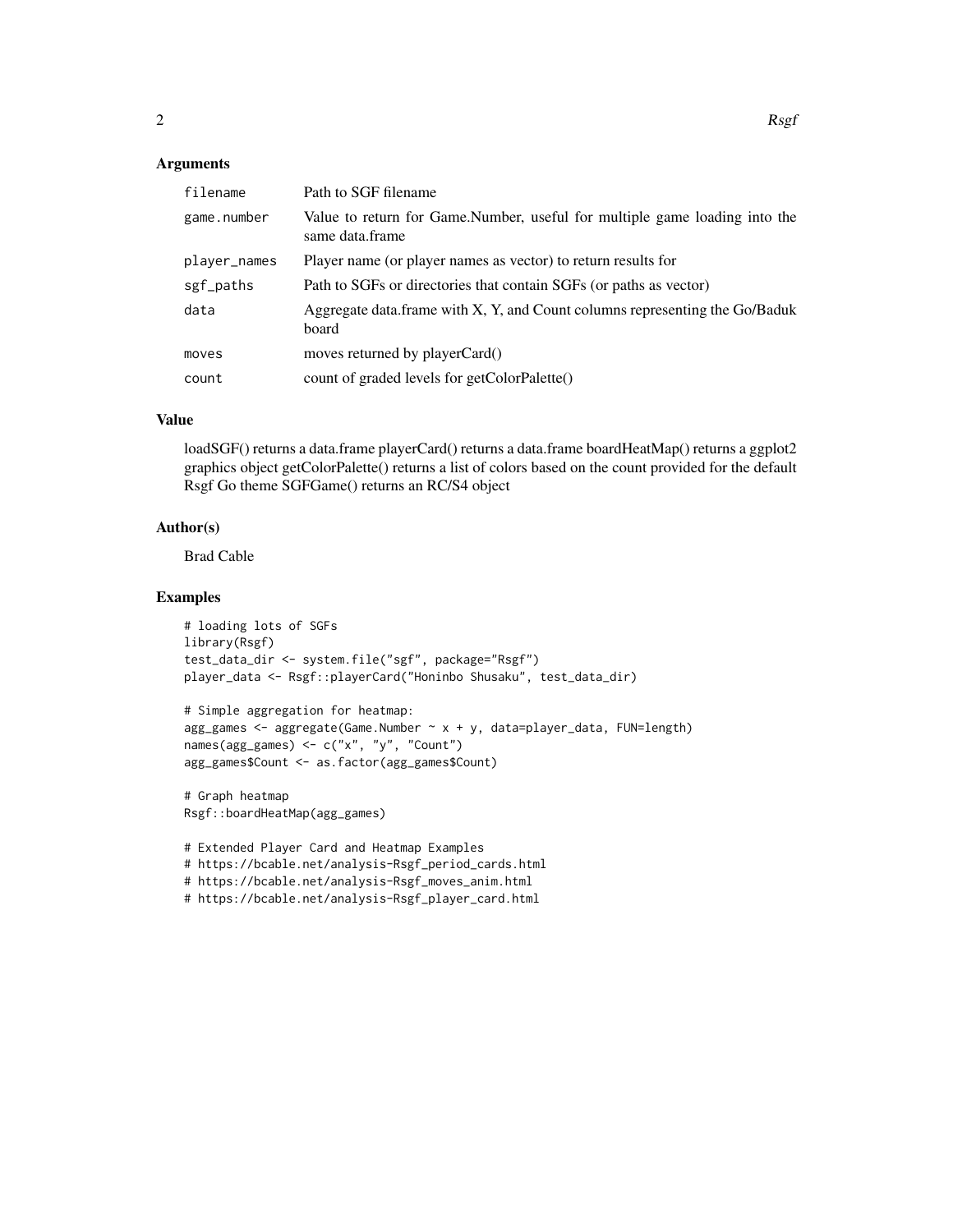## Arguments

| | |
|---|---|
| `filename` | Path to SGF filename |
| `game.number` | Value to return for Game.Number, useful for multiple game loading into the same data.frame |
| `player_names` | Player name (or player names as vector) to return results for |
| `sgf_paths` | Path to SGFs or directories that contain SGFs (or paths as vector) |
| `data` | Aggregate data.frame with X, Y, and Count columns representing the Go/Baduk board |
| `moves` | moves returned by playerCard() |
| `count` | count of graded levels for getColorPalette() |

## Value

loadSGF() returns a data.frame playerCard() returns a data.frame boardHeatMap() returns a ggplot2 graphics object getColorPalette() returns a list of colors based on the count provided for the default Rsgf Go theme SGFGame() returns an RC/S4 object

## Author(s)

Brad Cable

## Examples

```
# loading lots of SGFs
library(Rsgf)
test_data_dir <- system.file("sgf", package="Rsgf")
player_data <- Rsgf::playerCard("Honinbo Shusaku", test_data_dir)

# Simple aggregation for heatmap:
agg_games <- aggregate(Game.Number ~ x + y, data=player_data, FUN=length)
names(agg_games) <- c("x", "y", "Count")
agg_games$Count <- as.factor(agg_games$Count)

# Graph heatmap
Rsgf::boardHeatMap(agg_games)

# Extended Player Card and Heatmap Examples
# https://bcable.net/analysis-Rsgf_period_cards.html
# https://bcable.net/analysis-Rsgf_moves_anim.html
# https://bcable.net/analysis-Rsgf_player_card.html
```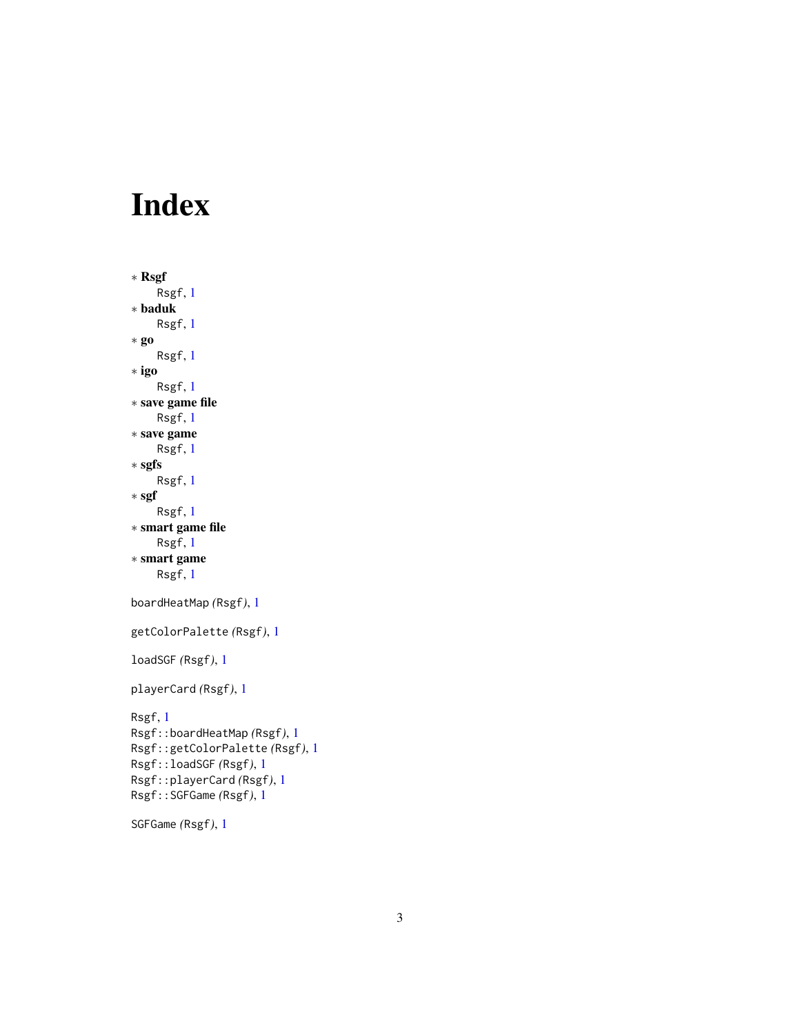# Index

∗ **Rsgf**
  Rsgf, 1
∗ **baduk**
  Rsgf, 1
∗ **go**
  Rsgf, 1
∗ **igo**
  Rsgf, 1
∗ **save game file**
  Rsgf, 1
∗ **save game**
  Rsgf, 1
∗ **sgfs**
  Rsgf, 1
∗ **sgf**
  Rsgf, 1
∗ **smart game file**
  Rsgf, 1
∗ **smart game**
  Rsgf, 1

boardHeatMap *(*Rsgf*)*, 1

getColorPalette *(*Rsgf*)*, 1

loadSGF *(*Rsgf*)*, 1

playerCard *(*Rsgf*)*, 1

Rsgf, 1
Rsgf::boardHeatMap *(*Rsgf*)*, 1
Rsgf::getColorPalette *(*Rsgf*)*, 1
Rsgf::loadSGF *(*Rsgf*)*, 1
Rsgf::playerCard *(*Rsgf*)*, 1
Rsgf::SGFGame *(*Rsgf*)*, 1

SGFGame *(*Rsgf*)*, 1